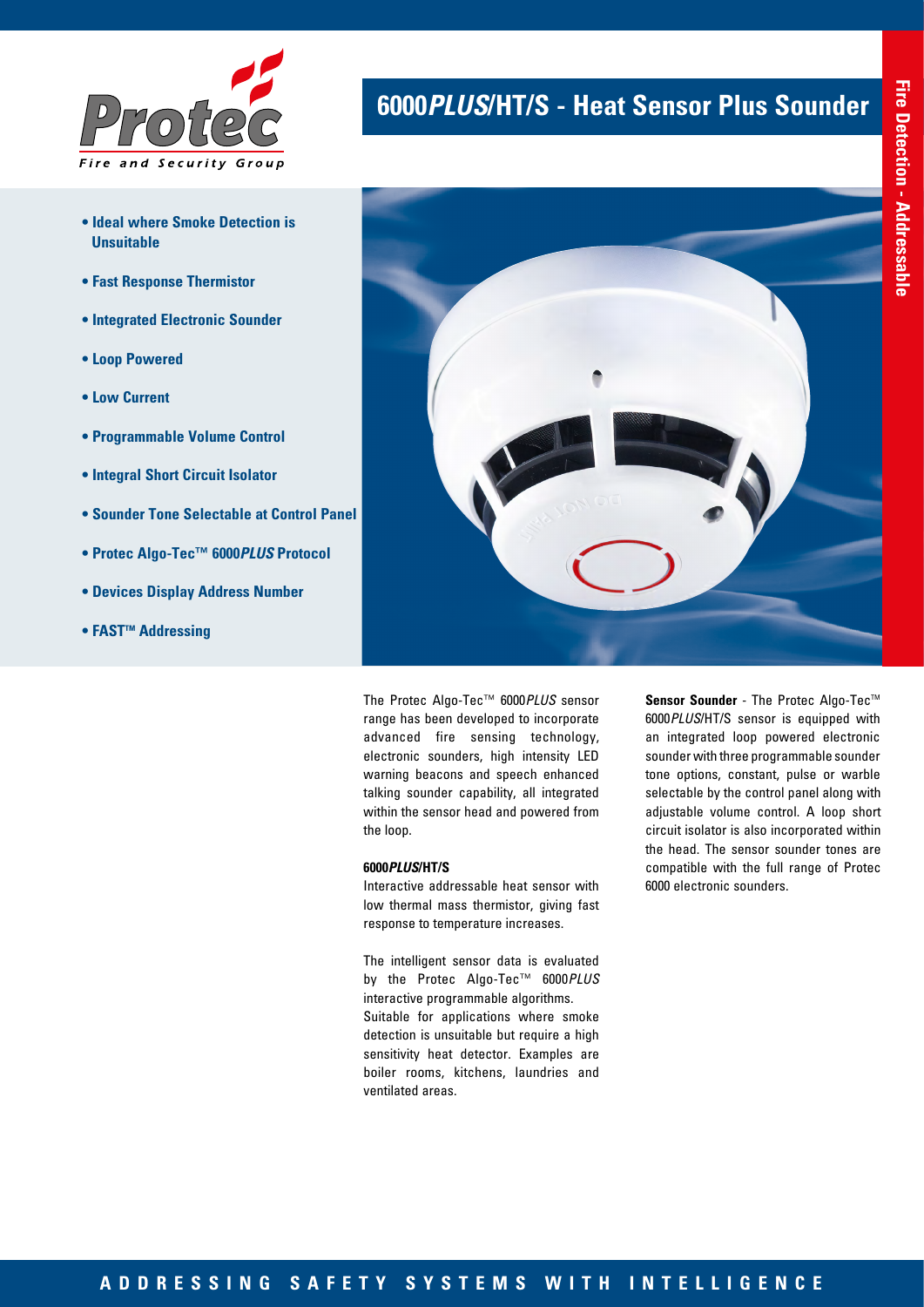# 6000*PLUS*/HT/S - Heat Sensor Plus Sounder

Fire Detection - Addressable

- **Ideal where Smoke Detection is Unsuitable**
- **Fast Response Thermistor**
- **Integrated Electronic Sounder**
- **Loop Powered**
- **Low Current**
- **Programmable Volume Control**
- **Integral Short Circuit Isolator**
- **Sounder Tone Selectable at Control Panel**
- **Protec Algo-Tec™ 6000*PLUS* Protocol**
- **Devices Display Address Number**
- **FAST™ Addressing**

The Protec Algo-Tec™ 6000*PLUS* sensor range has been developed to incorporate advanced fire sensing technology, electronic sounders, high intensity LED warning beacons and speech enhanced talking sounder capability, all integrated within the sensor head and powered from the loop.

**6000*PLUS*/HT/S**

Interactive addressable heat sensor with low thermal mass thermistor, giving fast response to temperature increases.

The intelligent sensor data is evaluated by the Protec Algo-Tec™ 6000*PLUS* interactive programmable algorithms.
Suitable for applications where smoke detection is unsuitable but require a high sensitivity heat detector. Examples are boiler rooms, kitchens, laundries and ventilated areas.

**Sensor Sounder** - The Protec Algo-Tec™ 6000*PLUS*/HT/S sensor is equipped with an integrated loop powered electronic sounder with three programmable sounder tone options, constant, pulse or warble selectable by the control panel along with adjustable volume control. A loop short circuit isolator is also incorporated within the head. The sensor sounder tones are compatible with the full range of Protec 6000 electronic sounders.

ADDRESSING SAFETY SYSTEMS WITH INTELLIGENCE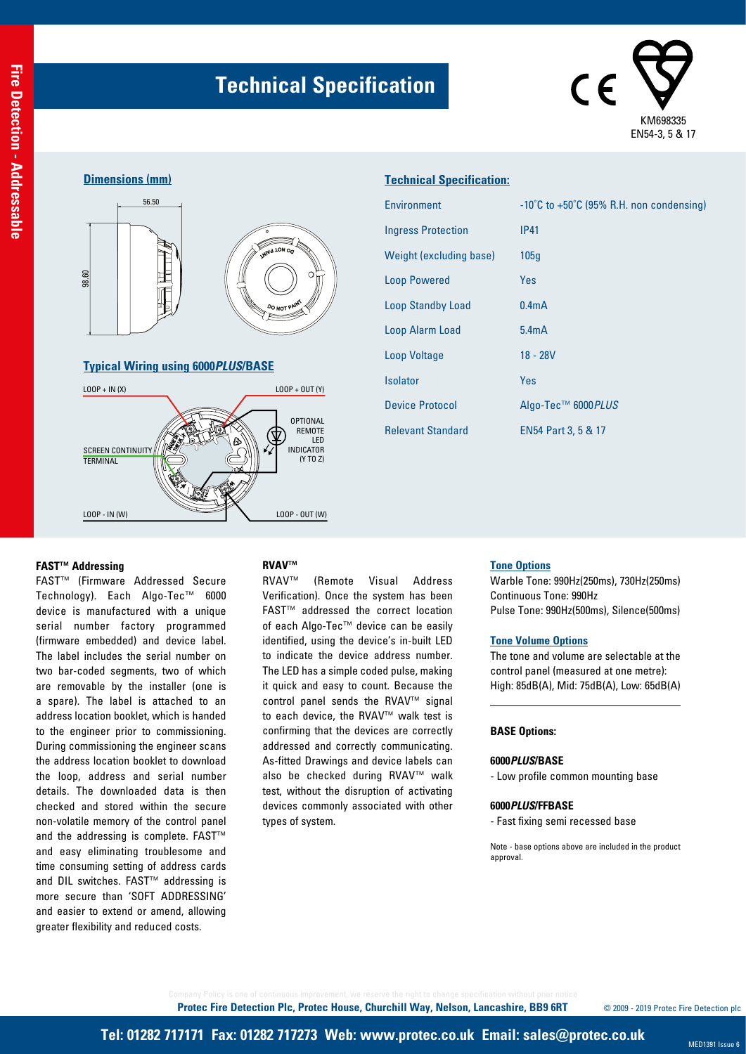# Technical Specification

KM698335
EN54-3, 5 & 17

## Dimensions (mm)

56.50

98.60

DO NOT PAINT

## Typical Wiring using 6000*PLUS*/BASE

LOOP + IN (X)

LOOP + OUT (Y)

OPTIONAL REMOTE LED INDICATOR (Y TO Z)

SCREEN CONTINUITY TERMINAL

LOOP - IN (W)

LOOP - OUT (W)

## Technical Specification:

| | |
|---|---|
| Environment | -10˚C to +50˚C (95% R.H. non condensing) |
| Ingress Protection | IP41 |
| Weight (excluding base) | 105g |
| Loop Powered | Yes |
| Loop Standby Load | 0.4mA |
| Loop Alarm Load | 5.4mA |
| Loop Voltage | 18 - 28V |
| Isolator | Yes |
| Device Protocol | Algo-Tec™ 6000*PLUS* |
| Relevant Standard | EN54 Part 3, 5 & 17 |

**FAST™ Addressing**

FAST™ (Firmware Addressed Secure Technology). Each Algo-Tec™ 6000 device is manufactured with a unique serial number factory programmed (firmware embedded) and device label. The label includes the serial number on two bar-coded segments, two of which are removable by the installer (one is a spare). The label is attached to an address location booklet, which is handed to the engineer prior to commissioning. During commissioning the engineer scans the address location booklet to download the loop, address and serial number details. The downloaded data is then checked and stored within the secure non-volatile memory of the control panel and the addressing is complete. FAST™ and easy eliminating troublesome and time consuming setting of address cards and DIL switches. FAST™ addressing is more secure than 'SOFT ADDRESSING' and easier to extend or amend, allowing greater flexibility and reduced costs.

**RVAV™**

RVAV™ (Remote Visual Address Verification). Once the system has been FAST™ addressed the correct location of each Algo-Tec™ device can be easily identified, using the device's in-built LED to indicate the device address number. The LED has a simple coded pulse, making it quick and easy to count. Because the control panel sends the RVAV™ signal to each device, the RVAV™ walk test is confirming that the devices are correctly addressed and correctly communicating. As-fitted Drawings and device labels can also be checked during RVAV™ walk test, without the disruption of activating devices commonly associated with other types of system.

**Tone Options**

Warble Tone: 990Hz(250ms), 730Hz(250ms)
Continuous Tone: 990Hz
Pulse Tone: 990Hz(500ms), Silence(500ms)

**Tone Volume Options**

The tone and volume are selectable at the control panel (measured at one metre):
High: 85dB(A), Mid: 75dB(A), Low: 65dB(A)

**BASE Options:**

**6000*PLUS*/BASE**
- Low profile common mounting base

**6000*PLUS*/FFBASE**
- Fast fixing semi recessed base

Note - base options above are included in the product approval.

Company Policy is one of continuous improvement, we reserve the right to change specification without prior notice

**Protec Fire Detection Plc, Protec House, Churchill Way, Nelson, Lancashire, BB9 6RT**

© 2009 - 2019 Protec Fire Detection plc

**Tel: 01282 717171 Fax: 01282 717273 Web: www.protec.co.uk Email: sales@protec.co.uk**

MED1391 Issue 6